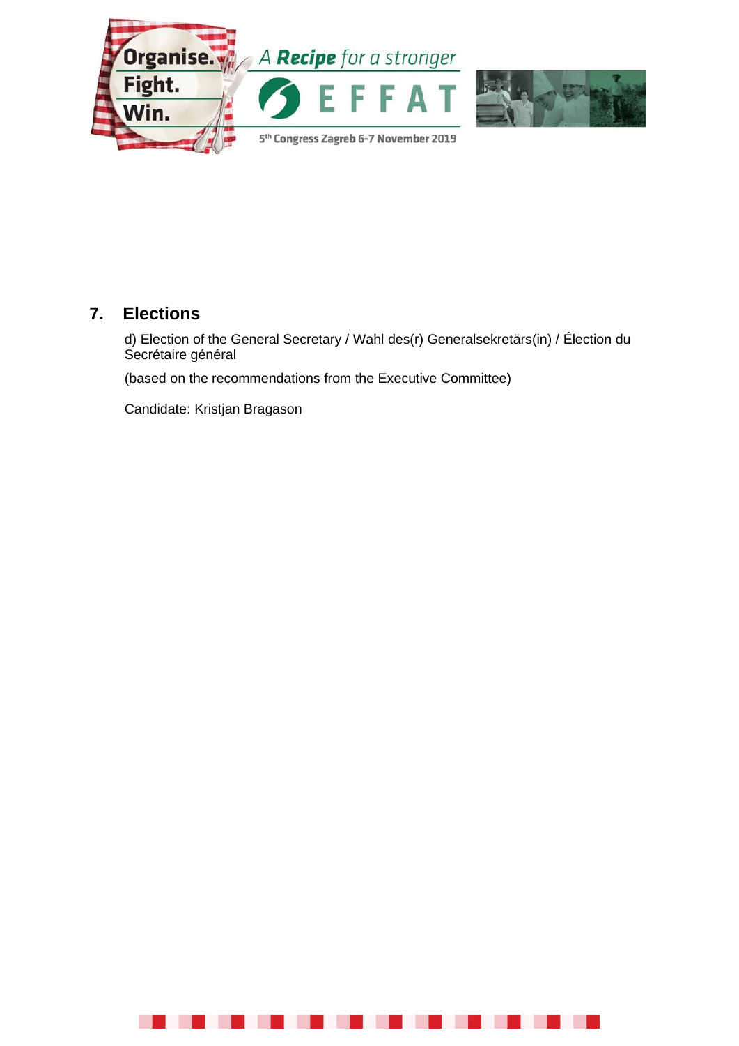## 7. Elections

d) Election of the General Secretary / Wahl des(r) Generalsekretärs(in) / Élection du Secrétaire général

(based on the recommendations from the Executive Committee)

Candidate: Kristjan Bragason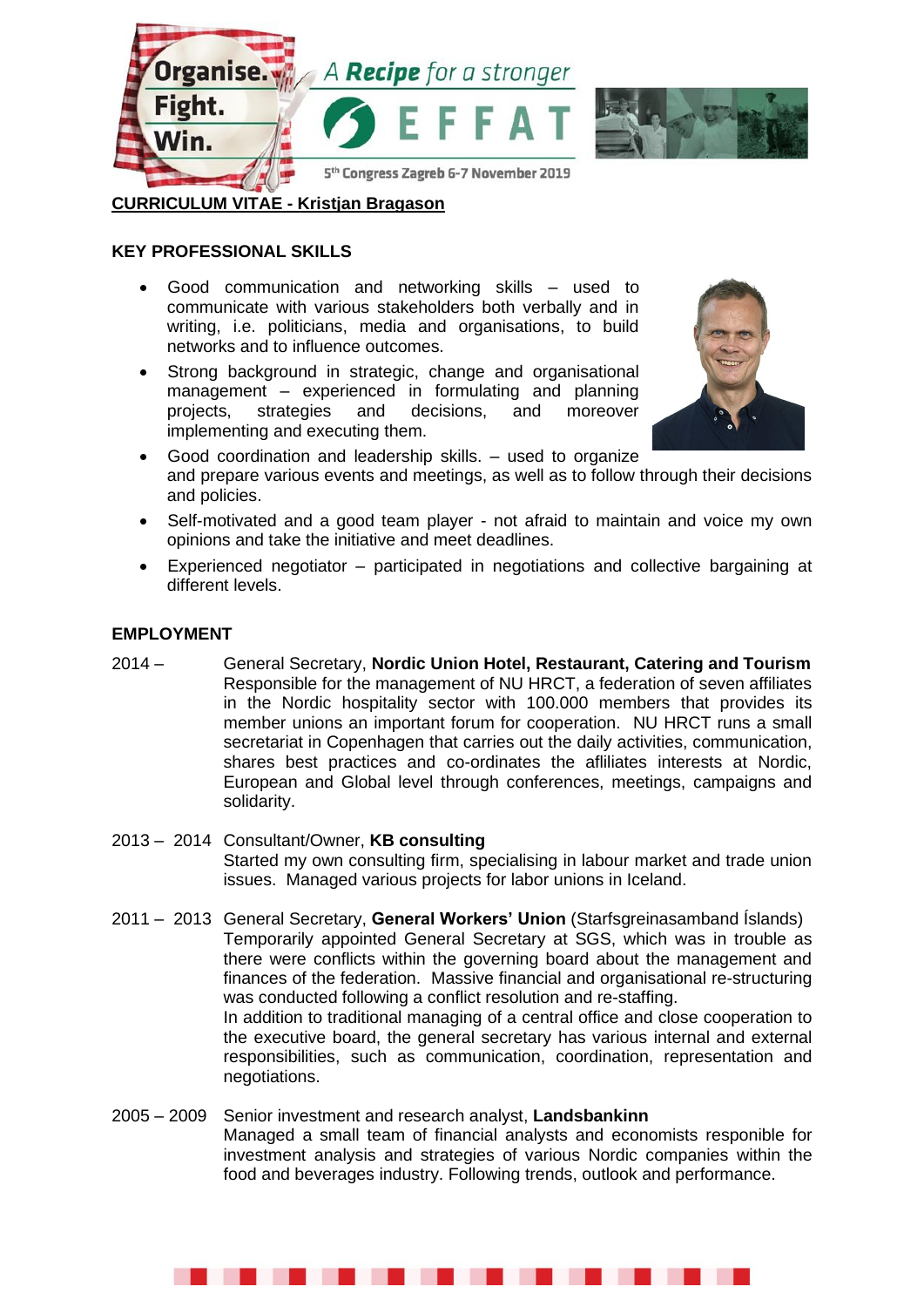## CURRICULUM VITAE - Kristjan Bragason

### KEY PROFESSIONAL SKILLS

- Good communication and networking skills – used to communicate with various stakeholders both verbally and in writing, i.e. politicians, media and organisations, to build networks and to influence outcomes.
- Strong background in strategic, change and organisational management – experienced in formulating and planning projects, strategies and decisions, and moreover implementing and executing them.
- Good coordination and leadership skills. – used to organize and prepare various events and meetings, as well as to follow through their decisions and policies.
- Self-motivated and a good team player - not afraid to maintain and voice my own opinions and take the initiative and meet deadlines.
- Experienced negotiator – participated in negotiations and collective bargaining at different levels.

### EMPLOYMENT

**2014 –** General Secretary, **Nordic Union Hotel, Restaurant, Catering and Tourism**
Responsible for the management of NU HRCT, a federation of seven affiliates in the Nordic hospitality sector with 100.000 members that provides its member unions an important forum for cooperation. NU HRCT runs a small secretariat in Copenhagen that carries out the daily activities, communication, shares best practices and co-ordinates the affiliates interests at Nordic, European and Global level through conferences, meetings, campaigns and solidarity.

**2013 – 2014** Consultant/Owner, **KB consulting**
Started my own consulting firm, specialising in labour market and trade union issues. Managed various projects for labor unions in Iceland.

**2011 – 2013** General Secretary, **General Workers' Union** (Starfsgreinasamband Íslands)
Temporarily appointed General Secretary at SGS, which was in trouble as there were conflicts within the governing board about the management and finances of the federation. Massive financial and organisational re-structuring was conducted following a conflict resolution and re-staffing.
In addition to traditional managing of a central office and close cooperation to the executive board, the general secretary has various internal and external responsibilities, such as communication, coordination, representation and negotiations.

**2005 – 2009** Senior investment and research analyst, **Landsbankinn**
Managed a small team of financial analysts and economists responible for investment analysis and strategies of various Nordic companies within the food and beverages industry. Following trends, outlook and performance.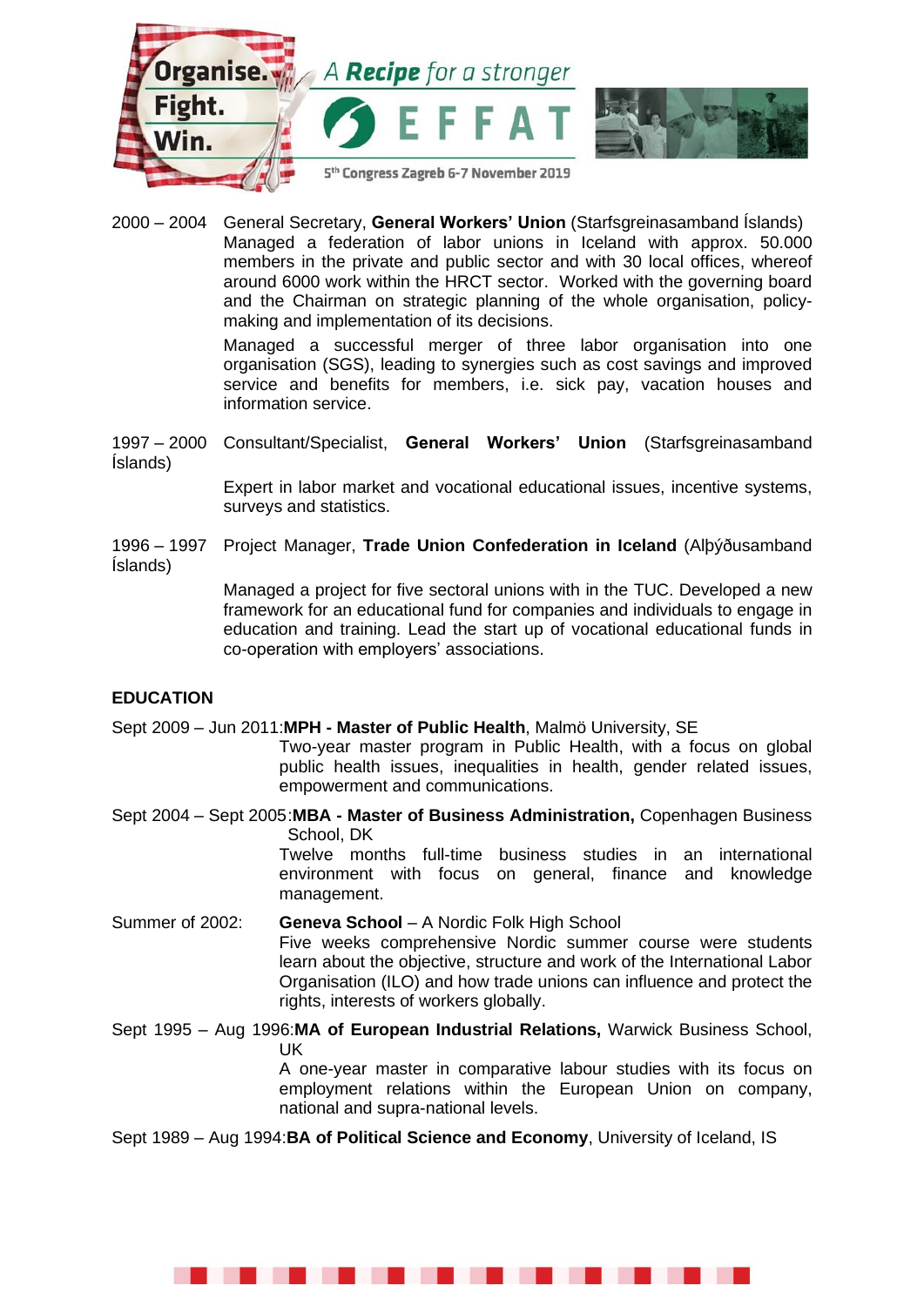2000 – 2004 General Secretary, **General Workers' Union** (Starfsgreinasamband Íslands)
Managed a federation of labor unions in Iceland with approx. 50.000 members in the private and public sector and with 30 local offices, whereof around 6000 work within the HRCT sector. Worked with the governing board and the Chairman on strategic planning of the whole organisation, policy-making and implementation of its decisions.

Managed a successful merger of three labor organisation into one organisation (SGS), leading to synergies such as cost savings and improved service and benefits for members, i.e. sick pay, vacation houses and information service.

1997 – 2000 Consultant/Specialist, **General Workers' Union** (Starfsgreinasamband Íslands)

Expert in labor market and vocational educational issues, incentive systems, surveys and statistics.

1996 – 1997 Project Manager, **Trade Union Confederation in Iceland** (Alþýðusamband Íslands)

Managed a project for five sectoral unions with in the TUC. Developed a new framework for an educational fund for companies and individuals to engage in education and training. Lead the start up of vocational educational funds in co-operation with employers' associations.

## EDUCATION

Sept 2009 – Jun 2011: **MPH - Master of Public Health**, Malmö University, SE
Two-year master program in Public Health, with a focus on global public health issues, inequalities in health, gender related issues, empowerment and communications.

Sept 2004 – Sept 2005: **MBA - Master of Business Administration,** Copenhagen Business School, DK
Twelve months full-time business studies in an international environment with focus on general, finance and knowledge management.

Summer of 2002: **Geneva School** – A Nordic Folk High School
Five weeks comprehensive Nordic summer course were students learn about the objective, structure and work of the International Labor Organisation (ILO) and how trade unions can influence and protect the rights, interests of workers globally.

Sept 1995 – Aug 1996: **MA of European Industrial Relations,** Warwick Business School, UK
A one-year master in comparative labour studies with its focus on employment relations within the European Union on company, national and supra-national levels.

Sept 1989 – Aug 1994: **BA of Political Science and Economy**, University of Iceland, IS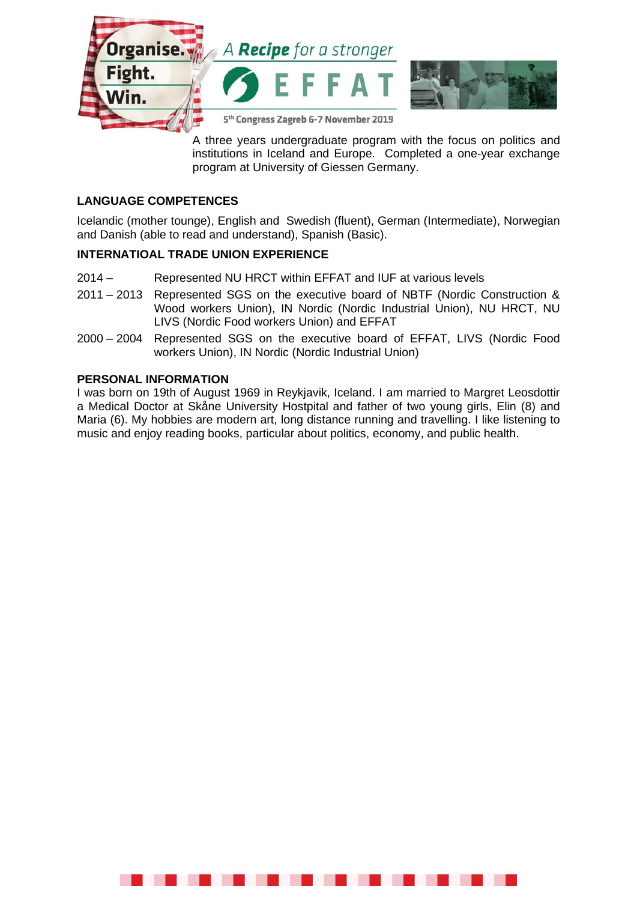A three years undergraduate program with the focus on politics and institutions in Iceland and Europe. Completed a one-year exchange program at University of Giessen Germany.

## LANGUAGE COMPETENCES

Icelandic (mother tounge), English and Swedish (fluent), German (Intermediate), Norwegian and Danish (able to read and understand), Spanish (Basic).

## INTERNATIOAL TRADE UNION EXPERIENCE

| | |
|---|---|
| 2014 – | Represented NU HRCT within EFFAT and IUF at various levels |
| 2011 – 2013 | Represented SGS on the executive board of NBTF (Nordic Construction & Wood workers Union), IN Nordic (Nordic Industrial Union), NU HRCT, NU LIVS (Nordic Food workers Union) and EFFAT |
| 2000 – 2004 | Represented SGS on the executive board of EFFAT, LIVS (Nordic Food workers Union), IN Nordic (Nordic Industrial Union) |

## PERSONAL INFORMATION

I was born on 19th of August 1969 in Reykjavik, Iceland. I am married to Margret Leosdottir a Medical Doctor at Skåne University Hostpital and father of two young girls, Elin (8) and Maria (6). My hobbies are modern art, long distance running and travelling. I like listening to music and enjoy reading books, particular about politics, economy, and public health.